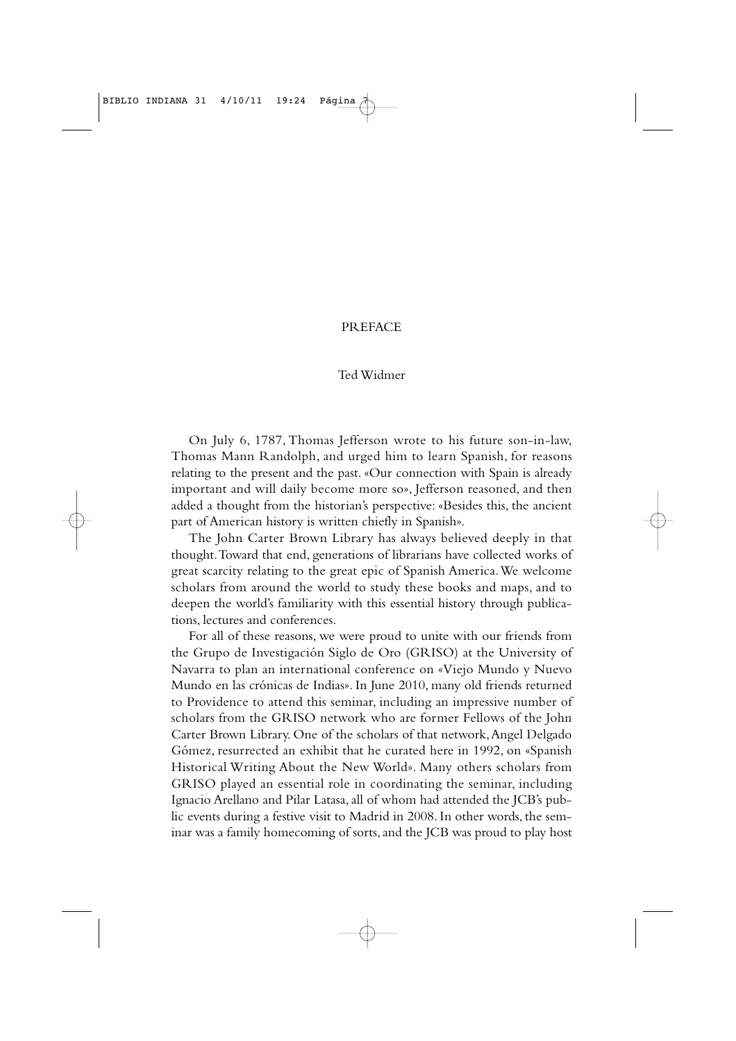# PREFACE

Ted Widmer

On July 6, 1787, Thomas Jefferson wrote to his future son-in-law, Thomas Mann Randolph, and urged him to learn Spanish, for reasons relating to the present and the past. «Our connection with Spain is already important and will daily become more so», Jefferson reasoned, and then added a thought from the historian's perspective: «Besides this, the ancient part of American history is written chiefly in Spanish».

The John Carter Brown Library has always believed deeply in that thought. Toward that end, generations of librarians have collected works of great scarcity relating to the great epic of Spanish America. We welcome scholars from around the world to study these books and maps, and to deepen the world's familiarity with this essential history through publications, lectures and conferences.

For all of these reasons, we were proud to unite with our friends from the Grupo de Investigación Siglo de Oro (GRISO) at the University of Navarra to plan an international conference on «Viejo Mundo y Nuevo Mundo en las crónicas de Indias». In June 2010, many old friends returned to Providence to attend this seminar, including an impressive number of scholars from the GRISO network who are former Fellows of the John Carter Brown Library. One of the scholars of that network, Angel Delgado Gómez, resurrected an exhibit that he curated here in 1992, on «Spanish Historical Writing About the New World». Many others scholars from GRISO played an essential role in coordinating the seminar, including Ignacio Arellano and Pilar Latasa, all of whom had attended the JCB's public events during a festive visit to Madrid in 2008. In other words, the seminar was a family homecoming of sorts, and the JCB was proud to play host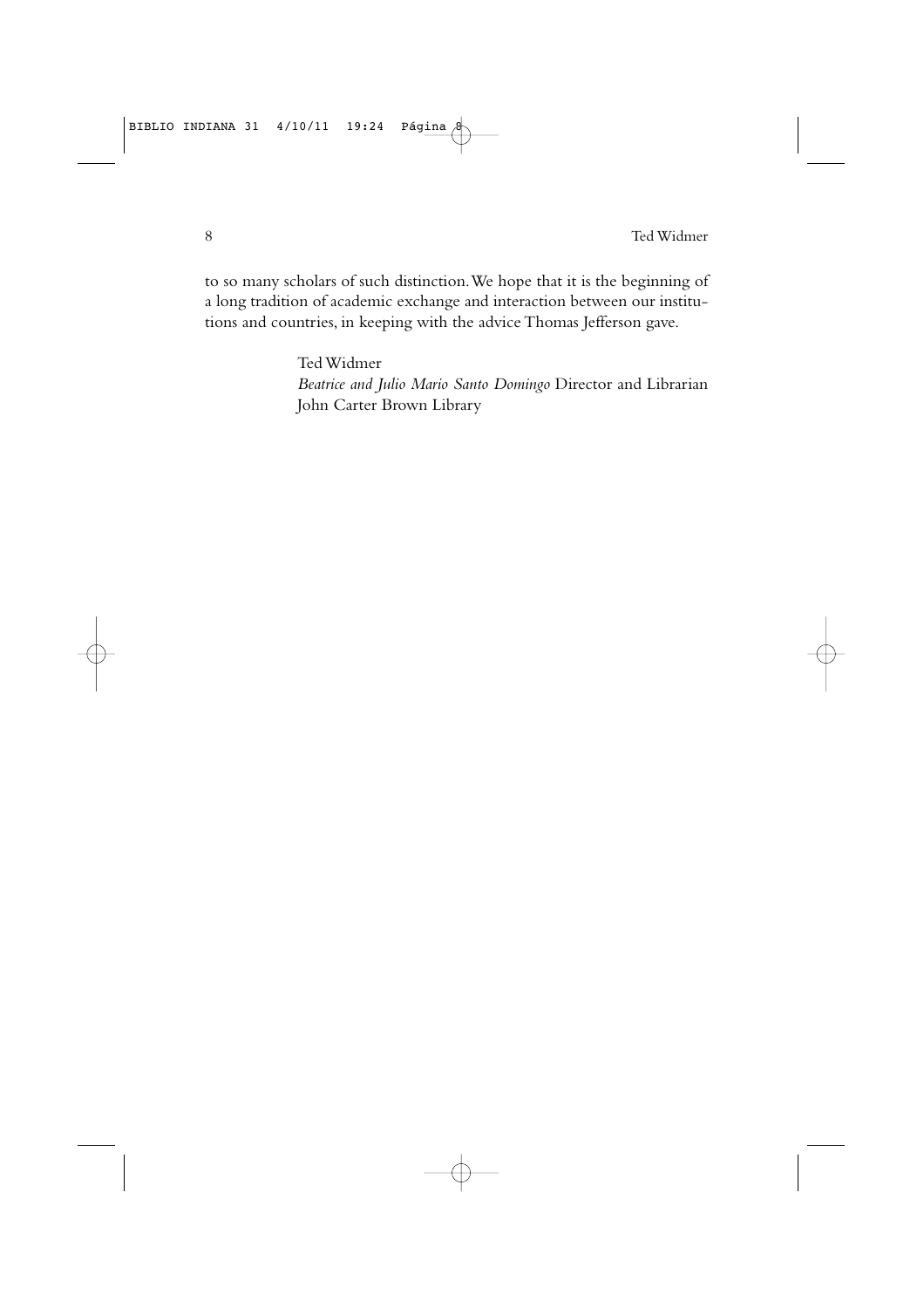to so many scholars of such distinction. We hope that it is the beginning of a long tradition of academic exchange and interaction between our institutions and countries, in keeping with the advice Thomas Jefferson gave.

Ted Widmer  
*Beatrice and Julio Mario Santo Domingo* Director and Librarian  
John Carter Brown Library